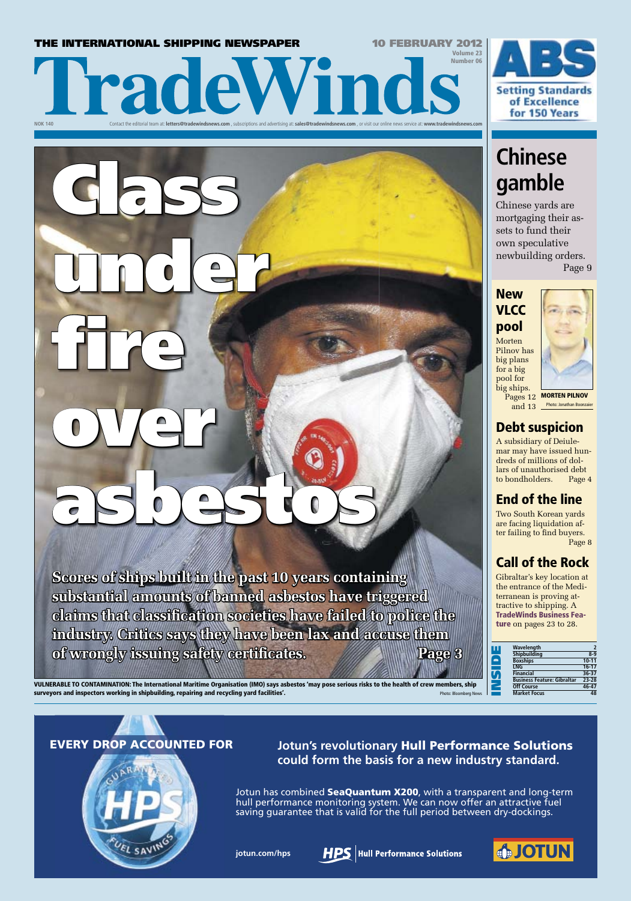THE INTERNATIONAL SHIPPING NEWSPAPER

10 FEBRUARY 2012
Volume 23
Number 06

# TradeWinds

NOK 140

Contact the editorial team at: **letters@tradewindsnews.com**, subscriptions and advertising at: **sales@tradewindsnews.com**, or visit our online news service at: **www.tradewindsnews.com**

ABS
Setting Standards of Excellence for 150 Years

# Class under fire over asbestos

**Scores of ships built in the past 10 years containing substantial amounts of banned asbestos have triggered claims that classification societies have failed to police the industry. Critics says they have been lax and accuse them of wrongly issuing safety certificates. Page 3**

**VULNERABLE TO CONTAMINATION:** The International Maritime Organisation (IMO) says asbestos 'may pose serious risks to the health of crew members, ship surveyors and inspectors working in shipbuilding, repairing and recycling yard facilities'. Photo: Bloomberg News

## Chinese gamble

Chinese yards are mortgaging their assets to fund their own speculative newbuilding orders. Page 9

## New VLCC pool

Morten Pilnov has big plans for a big pool for big ships. Pages 12 and 13

**MORTEN PILNOV** Photo: Jonathan Boonzaier

## Debt suspicion

A subsidiary of Deiulemar may have issued hundreds of millions of dollars of unauthorised debt to bondholders. Page 4

## End of the line

Two South Korean yards are facing liquidation after failing to find buyers. Page 8

## Call of the Rock

Gibraltar's key location at the entrance of the Mediterranean is proving attractive to shipping. A **TradeWinds Business Feature** on pages 23 to 28.

**INSIDE**

| Section | Page |
|---|---|
| Wavelength | 2 |
| Shipbuilding | 8-9 |
| Boxships | 10-11 |
| LNG | 16-17 |
| Financial | 36-37 |
| Business Feature: Gibraltar | 23-28 |
| Off Course | 46-47 |
| Market Focus | 48 |

**EVERY DROP ACCOUNTED FOR**

GUARANTEED HPS FUEL SAVINGS

**Jotun's revolutionary Hull Performance Solutions could form the basis for a new industry standard.**

Jotun has combined **SeaQuantum X200**, with a transparent and long-term hull performance monitoring system. We can now offer an attractive fuel saving guarantee that is valid for the full period between dry-dockings.

jotun.com/hps

HPS | Hull Performance Solutions

JOTUN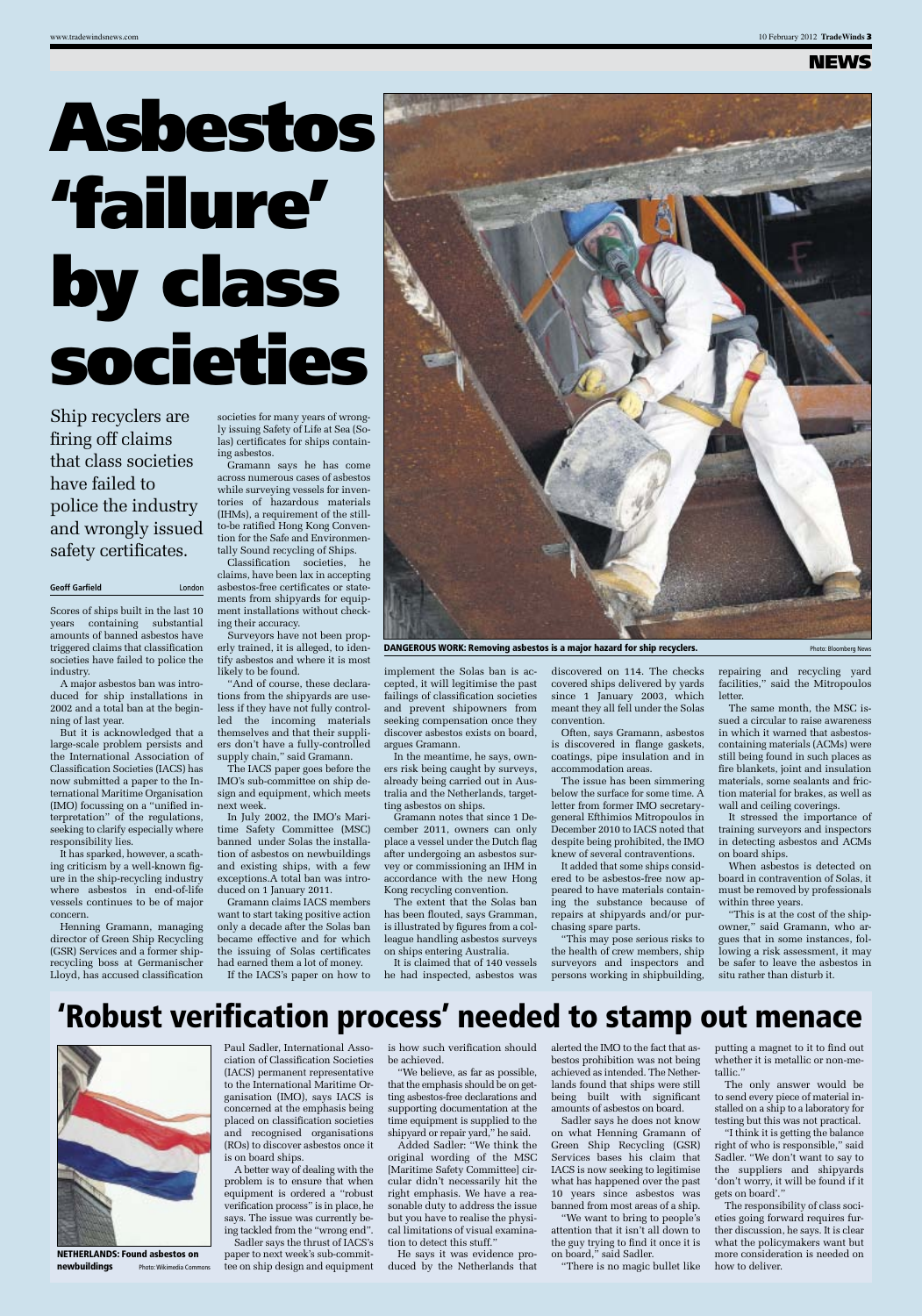# Asbestos 'failure' by class societies

Ship recyclers are firing off claims that class societies have failed to police the industry and wrongly issued safety certificates.

**Geoff Garfield** London

Scores of ships built in the last 10 years containing substantial amounts of banned asbestos have triggered claims that classification societies have failed to police the industry.

A major asbestos ban was introduced for ship installations in 2002 and a total ban at the beginning of last year.

But it is acknowledged that a large-scale problem persists and the International Association of Classification Societies (IACS) has now submitted a paper to the International Maritime Organisation (IMO) focussing on a "unified interpretation" of the regulations, seeking to clarify especially where responsibility lies.

It has sparked, however, a scathing criticism by a well-known figure in the ship-recycling industry where asbestos in end-of-life vessels continues to be of major concern.

Henning Gramann, managing director of Green Ship Recycling (GSR) Services and a former ship-recycling boss at Germanischer Lloyd, has accused classification societies for many years of wrongly issuing Safety of Life at Sea (Solas) certificates for ships containing asbestos.

Gramann says he has come across numerous cases of asbestos while surveying vessels for inventories of hazardous materials (IHMs), a requirement of the still-to-be-ratified Hong Kong Convention for the Safe and Environmentally Sound recycling of Ships.

Classification societies, he claims, have been lax in accepting asbestos-free certificates or statements from shipyards for equipment installations without checking their accuracy.

Surveyors have not been properly trained, it is alleged, to identify asbestos and where it is most likely to be found.

"And of course, these declarations from the shipyards are useless if they have not fully controlled the incoming materials themselves and that their suppliers don't have a fully-controlled supply chain," said Gramann.

The IACS paper goes before the IMO's sub-committee on ship design and equipment, which meets next week.

In July 2002, the IMO's Maritime Safety Committee (MSC) banned under Solas the installation of asbestos on newbuildings and existing ships, with a few exceptions.A total ban was introduced on 1 January 2011.

Gramann claims IACS members want to start taking positive action only a decade after the Solas ban became effective and for which the issuing of Solas certificates had earned them a lot of money.

If the IACS's paper on how to implement the Solas ban is accepted, it will legitimise the past failings of classification societies and prevent shipowners from seeking compensation once they discover asbestos exists on board, argues Gramann.

In the meantime, he says, owners risk being caught by surveys, already being carried out in Australia and the Netherlands, targetting asbestos on ships.

Gramann notes that since 1 December 2011, owners can only place a vessel under the Dutch flag after undergoing an asbestos survey or commissioning an IHM in accordance with the new Hong Kong recycling convention.

The extent that the Solas ban has been flouted, says Gramman, is illustrated by figures from a colleague handling asbestos surveys on ships entering Australia.

It is claimed that of 140 vessels he had inspected, asbestos was discovered on 114. The checks covered ships delivered by yards since 1 January 2003, which meant they all fell under the Solas convention.

Often, says Gramann, asbestos is discovered in flange gaskets, coatings, pipe insulation and in accommodation areas.

The issue has been simmering below the surface for some time. A letter from former IMO secretary-general Efthimios Mitropoulos in December 2010 to IACS noted that despite being prohibited, the IMO knew of several contraventions.

It added that some ships considered to be asbestos-free now appeared to have materials containing the substance because of repairs at shipyards and/or purchasing spare parts.

"This may pose serious risks to the health of crew members, ship surveyors and inspectors and persons working in shipbuilding, repairing and recycling yard facilities," said the Mitropoulos letter.

The same month, the MSC issued a circular to raise awareness in which it warned that asbestos-containing materials (ACMs) were still being found in such places as fire blankets, joint and insulation materials, some sealants and friction material for brakes, as well as wall and ceiling coverings.

It stressed the importance of training surveyors and inspectors in detecting asbestos and ACMs on board ships.

When asbestos is detected on board in contravention of Solas, it must be removed by professionals within three years.

"This is at the cost of the shipowner," said Gramann, who argues that in some instances, following a risk assessment, it may be safer to leave the asbestos in situ rather than disturb it.

**DANGEROUS WORK: Removing asbestos is a major hazard for ship recyclers.** Photo: Bloomberg News

## 'Robust verification process' needed to stamp out menace

**NETHERLANDS: Found asbestos on newbuildings** Photo: Wikimedia Commons

Paul Sadler, International Association of Classification Societies (IACS) permanent representative to the International Maritime Organisation (IMO), says IACS is concerned at the emphasis being placed on classification societies and recognised organisations (ROs) to discover asbestos once it is on board ships.

A better way of dealing with the problem is to ensure that when equipment is ordered a "robust verification process" is in place, he says. The issue was currently being tackled from the "wrong end".

Sadler says the thrust of IACS's paper to next week's sub-committee on ship design and equipment is how such verification should be achieved.

"We believe, as far as possible, that the emphasis should be on getting asbestos-free declarations and supporting documentation at the time equipment is supplied to the shipyard or repair yard," he said.

Added Sadler: "We think the original wording of the MSC [Maritime Safety Committee] circular didn't necessarily hit the right emphasis. We have a reasonable duty to address the issue but you have to realise the physical limitations of visual examination to detect this stuff."

He says it was evidence produced by the Netherlands that alerted the IMO to the fact that asbestos prohibition was not being achieved as intended. The Netherlands found that ships were still being built with significant amounts of asbestos on board.

Sadler says he does not know on what Henning Gramann of Green Ship Recycling (GSR) Services bases his claim that IACS is now seeking to legitimise what has happened over the past 10 years since asbestos was banned from most areas of a ship.

"We want to bring to people's attention that it isn't all down to the guy trying to find it once it is on board," said Sadler.

"There is no magic bullet like putting a magnet to it to find out whether it is metallic or non-metallic."

The only answer would be to send every piece of material installed on a ship to a laboratory for testing but this was not practical.

"I think it is getting the balance right of who is responsible," said Sadler. "We don't want to say to the suppliers and shipyards 'don't worry, it will be found if it gets on board'."

The responsibility of class societies going forward requires further discussion, he says. It is clear what the policymakers want but more consideration is needed on how to deliver.